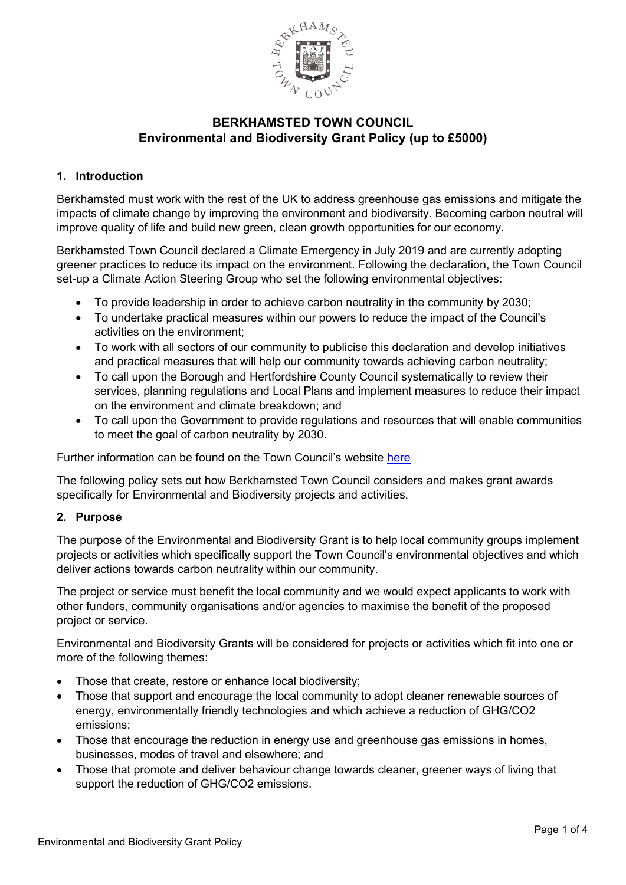# BERKHAMSTED TOWN COUNCIL
## Environmental and Biodiversity Grant Policy (up to £5000)

### 1. Introduction

Berkhamsted must work with the rest of the UK to address greenhouse gas emissions and mitigate the impacts of climate change by improving the environment and biodiversity. Becoming carbon neutral will improve quality of life and build new green, clean growth opportunities for our economy.

Berkhamsted Town Council declared a Climate Emergency in July 2019 and are currently adopting greener practices to reduce its impact on the environment. Following the declaration, the Town Council set-up a Climate Action Steering Group who set the following environmental objectives:

- To provide leadership in order to achieve carbon neutrality in the community by 2030;
- To undertake practical measures within our powers to reduce the impact of the Council's activities on the environment;
- To work with all sectors of our community to publicise this declaration and develop initiatives and practical measures that will help our community towards achieving carbon neutrality;
- To call upon the Borough and Hertfordshire County Council systematically to review their services, planning regulations and Local Plans and implement measures to reduce their impact on the environment and climate breakdown; and
- To call upon the Government to provide regulations and resources that will enable communities to meet the goal of carbon neutrality by 2030.

Further information can be found on the Town Council's website here

The following policy sets out how Berkhamsted Town Council considers and makes grant awards specifically for Environmental and Biodiversity projects and activities.

### 2. Purpose

The purpose of the Environmental and Biodiversity Grant is to help local community groups implement projects or activities which specifically support the Town Council's environmental objectives and which deliver actions towards carbon neutrality within our community.

The project or service must benefit the local community and we would expect applicants to work with other funders, community organisations and/or agencies to maximise the benefit of the proposed project or service.

Environmental and Biodiversity Grants will be considered for projects or activities which fit into one or more of the following themes:

- Those that create, restore or enhance local biodiversity;
- Those that support and encourage the local community to adopt cleaner renewable sources of energy, environmentally friendly technologies and which achieve a reduction of GHG/$CO_2$ emissions;
- Those that encourage the reduction in energy use and greenhouse gas emissions in homes, businesses, modes of travel and elsewhere; and
- Those that promote and deliver behaviour change towards cleaner, greener ways of living that support the reduction of GHG/$CO_2$ emissions.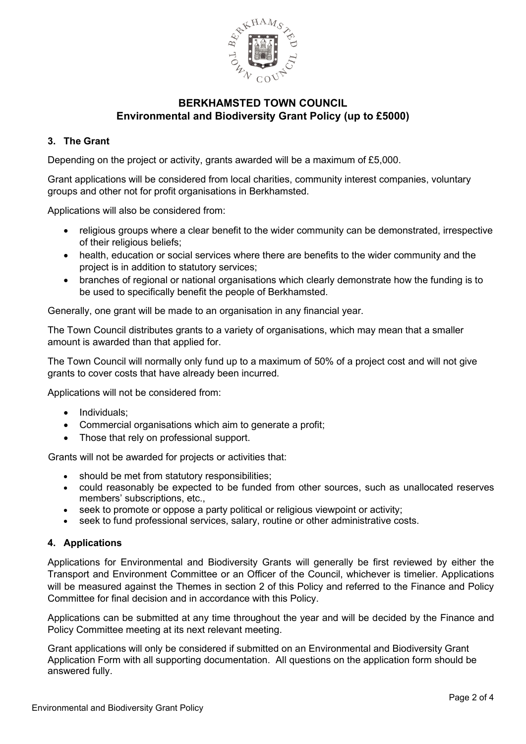# BERKHAMSTED TOWN COUNCIL
## Environmental and Biodiversity Grant Policy (up to £5000)

### 3. The Grant

Depending on the project or activity, grants awarded will be a maximum of £5,000.

Grant applications will be considered from local charities, community interest companies, voluntary groups and other not for profit organisations in Berkhamsted.

Applications will also be considered from:

- religious groups where a clear benefit to the wider community can be demonstrated, irrespective of their religious beliefs;
- health, education or social services where there are benefits to the wider community and the project is in addition to statutory services;
- branches of regional or national organisations which clearly demonstrate how the funding is to be used to specifically benefit the people of Berkhamsted.

Generally, one grant will be made to an organisation in any financial year.

The Town Council distributes grants to a variety of organisations, which may mean that a smaller amount is awarded than that applied for.

The Town Council will normally only fund up to a maximum of 50% of a project cost and will not give grants to cover costs that have already been incurred.

Applications will not be considered from:

- Individuals;
- Commercial organisations which aim to generate a profit;
- Those that rely on professional support.

Grants will not be awarded for projects or activities that:

- should be met from statutory responsibilities;
- could reasonably be expected to be funded from other sources, such as unallocated reserves members' subscriptions, etc.,
- seek to promote or oppose a party political or religious viewpoint or activity;
- seek to fund professional services, salary, routine or other administrative costs.

### 4. Applications

Applications for Environmental and Biodiversity Grants will generally be first reviewed by either the Transport and Environment Committee or an Officer of the Council, whichever is timelier. Applications will be measured against the Themes in section 2 of this Policy and referred to the Finance and Policy Committee for final decision and in accordance with this Policy.

Applications can be submitted at any time throughout the year and will be decided by the Finance and Policy Committee meeting at its next relevant meeting.

Grant applications will only be considered if submitted on an Environmental and Biodiversity Grant Application Form with all supporting documentation. All questions on the application form should be answered fully.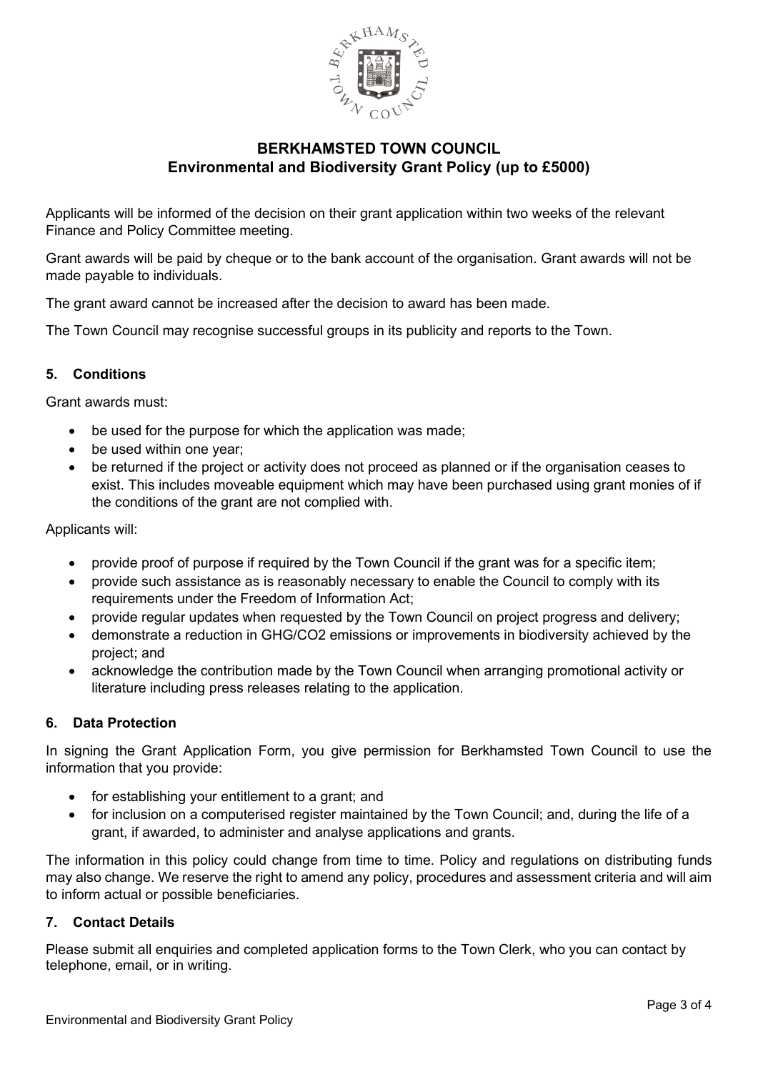# BERKHAMSTED TOWN COUNCIL
## Environmental and Biodiversity Grant Policy (up to £5000)

Applicants will be informed of the decision on their grant application within two weeks of the relevant Finance and Policy Committee meeting.

Grant awards will be paid by cheque or to the bank account of the organisation. Grant awards will not be made payable to individuals.

The grant award cannot be increased after the decision to award has been made.

The Town Council may recognise successful groups in its publicity and reports to the Town.

### 5. Conditions

Grant awards must:

- be used for the purpose for which the application was made;
- be used within one year;
- be returned if the project or activity does not proceed as planned or if the organisation ceases to exist. This includes moveable equipment which may have been purchased using grant monies of if the conditions of the grant are not complied with.

Applicants will:

- provide proof of purpose if required by the Town Council if the grant was for a specific item;
- provide such assistance as is reasonably necessary to enable the Council to comply with its requirements under the Freedom of Information Act;
- provide regular updates when requested by the Town Council on project progress and delivery;
- demonstrate a reduction in GHG/CO2 emissions or improvements in biodiversity achieved by the project; and
- acknowledge the contribution made by the Town Council when arranging promotional activity or literature including press releases relating to the application.

### 6. Data Protection

In signing the Grant Application Form, you give permission for Berkhamsted Town Council to use the information that you provide:

- for establishing your entitlement to a grant; and
- for inclusion on a computerised register maintained by the Town Council; and, during the life of a grant, if awarded, to administer and analyse applications and grants.

The information in this policy could change from time to time. Policy and regulations on distributing funds may also change. We reserve the right to amend any policy, procedures and assessment criteria and will aim to inform actual or possible beneficiaries.

### 7. Contact Details

Please submit all enquiries and completed application forms to the Town Clerk, who you can contact by telephone, email, or in writing.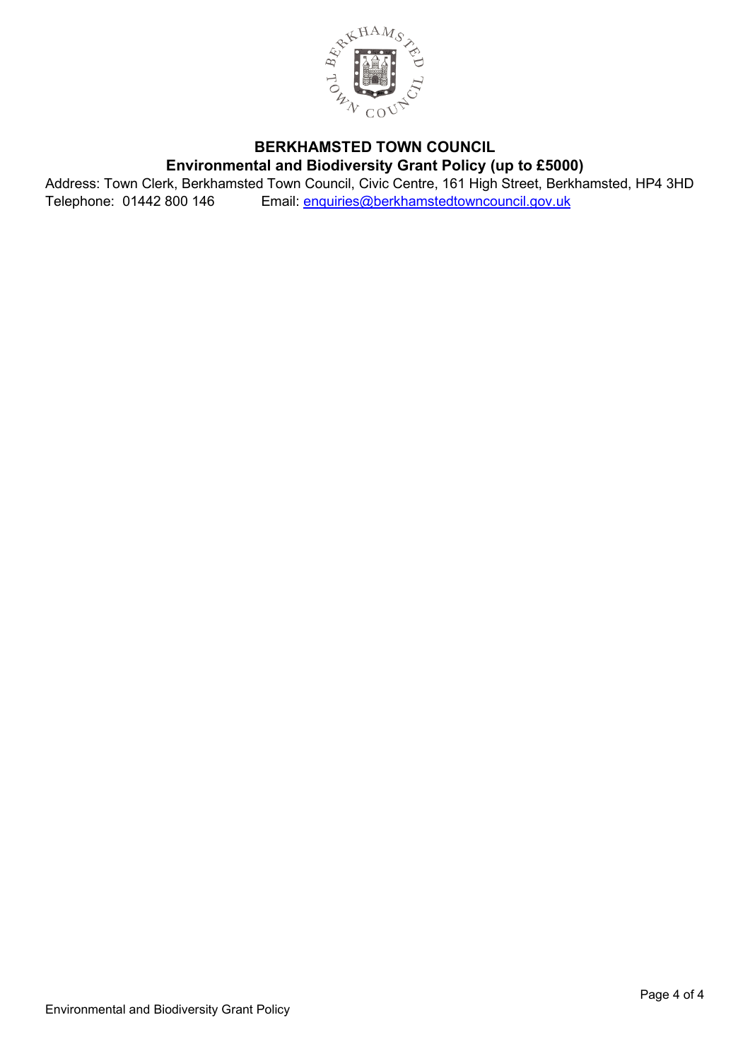**BERKHAMSTED TOWN COUNCIL**
**Environmental and Biodiversity Grant Policy (up to £5000)**

Address: Town Clerk, Berkhamsted Town Council, Civic Centre, 161 High Street, Berkhamsted, HP4 3HD
Telephone: 01442 800 146 Email: enquiries@berkhamstedtowncouncil.gov.uk